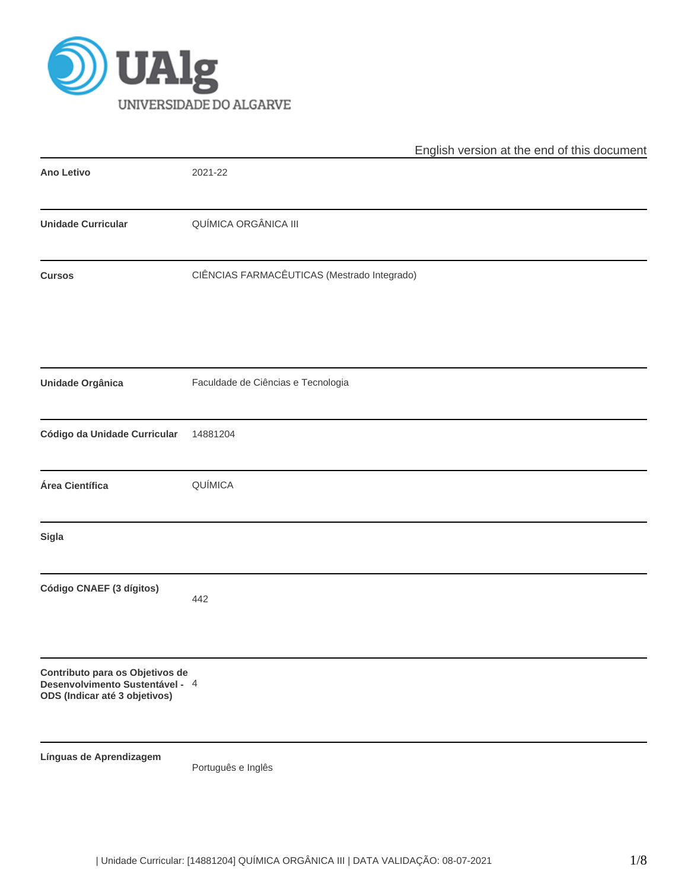English version at the end of this document

| | |
|---|---|
| **Ano Letivo** | 2021-22 |
| **Unidade Curricular** | QUÍMICA ORGÂNICA III |
| **Cursos** | CIÊNCIAS FARMACÊUTICAS (Mestrado Integrado) |
| **Unidade Orgânica** | Faculdade de Ciências e Tecnologia |
| **Código da Unidade Curricular** | 14881204 |
| **Área Científica** | QUÍMICA |
| **Sigla** | |
| **Código CNAEF (3 dígitos)** | 442 |
| **Contributo para os Objetivos de Desenvolvimento Sustentável - ODS (Indicar até 3 objetivos)** | 4 |
| **Línguas de Aprendizagem** | Português e Inglês |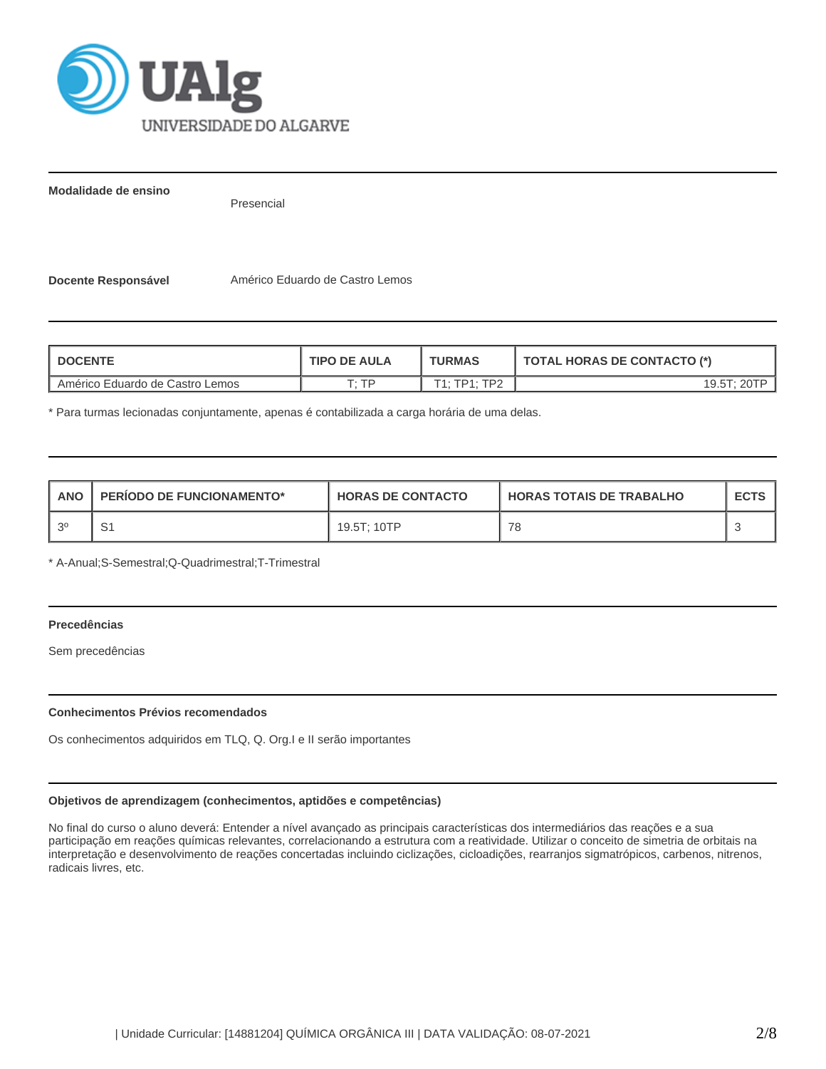**Modalidade de ensino**

Presencial

**Docente Responsável** Américo Eduardo de Castro Lemos

| DOCENTE | TIPO DE AULA | TURMAS | TOTAL HORAS DE CONTACTO (*) |
|---|---|---|---|
| Américo Eduardo de Castro Lemos | T; TP | T1; TP1; TP2 | 19.5T; 20TP |

* Para turmas lecionadas conjuntamente, apenas é contabilizada a carga horária de uma delas.

| ANO | PERÍODO DE FUNCIONAMENTO* | HORAS DE CONTACTO | HORAS TOTAIS DE TRABALHO | ECTS |
|---|---|---|---|---|
| 3º | S1 | 19.5T; 10TP | 78 | 3 |

* A-Anual;S-Semestral;Q-Quadrimestral;T-Trimestral

**Precedências**

Sem precedências

**Conhecimentos Prévios recomendados**

Os conhecimentos adquiridos em TLQ, Q. Org.I e II serão importantes

**Objetivos de aprendizagem (conhecimentos, aptidões e competências)**

No final do curso o aluno deverá: Entender a nível avançado as principais características dos intermediários das reações e a sua participação em reações químicas relevantes, correlacionando a estrutura com a reatividade. Utilizar o conceito de simetria de orbitais na interpretação e desenvolvimento de reações concertadas incluindo ciclizações, cicloadições, rearranjos sigmatrópicos, carbenos, nitrenos, radicais livres, etc.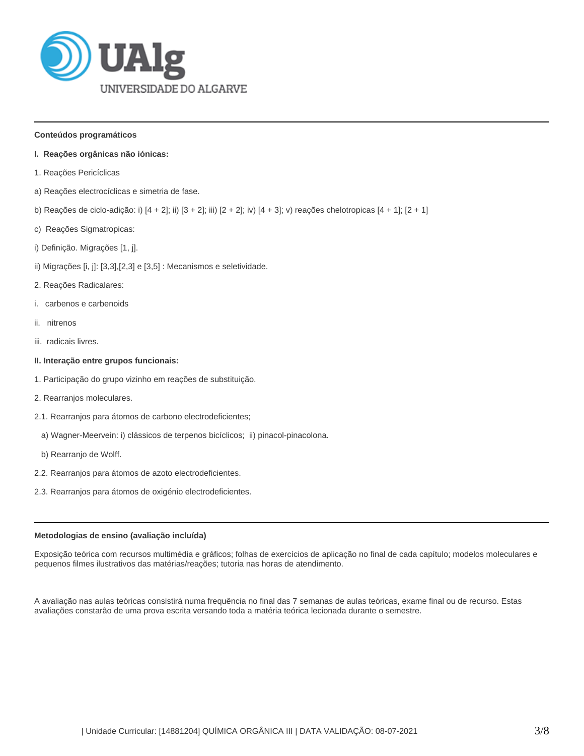**Conteúdos programáticos**

**I. Reações orgânicas não iónicas:**

1. Reações Pericíclicas

a) Reações electrocíclicas e simetria de fase.

b) Reações de ciclo-adição: i) [4 + 2]; ii) [3 + 2]; iii) [2 + 2]; iv) [4 + 3]; v) reações chelotropicas [4 + 1]; [2 + 1]

c) Reações Sigmatropicas:

i) Definição. Migrações [1, j].

ii) Migrações [i, j]: [3,3],[2,3] e [3,5] : Mecanismos e seletividade.

2. Reações Radicalares:

i. carbenos e carbenoids

ii. nitrenos

iii. radicais livres.

**II. Interação entre grupos funcionais:**

1. Participação do grupo vizinho em reações de substituição.

2. Rearranjos moleculares.

2.1. Rearranjos para átomos de carbono electrodeficientes;

a) Wagner-Meervein: i) clássicos de terpenos bicíclicos; ii) pinacol-pinacolona.

b) Rearranjo de Wolff.

2.2. Rearranjos para átomos de azoto electrodeficientes.

2.3. Rearranjos para átomos de oxigénio electrodeficientes.

**Metodologias de ensino (avaliação incluída)**

Exposição teórica com recursos multimédia e gráficos; folhas de exercícios de aplicação no final de cada capítulo; modelos moleculares e pequenos filmes ilustrativos das matérias/reações; tutoria nas horas de atendimento.

A avaliação nas aulas teóricas consistirá numa frequência no final das 7 semanas de aulas teóricas, exame final ou de recurso. Estas avaliações constarão de uma prova escrita versando toda a matéria teórica lecionada durante o semestre.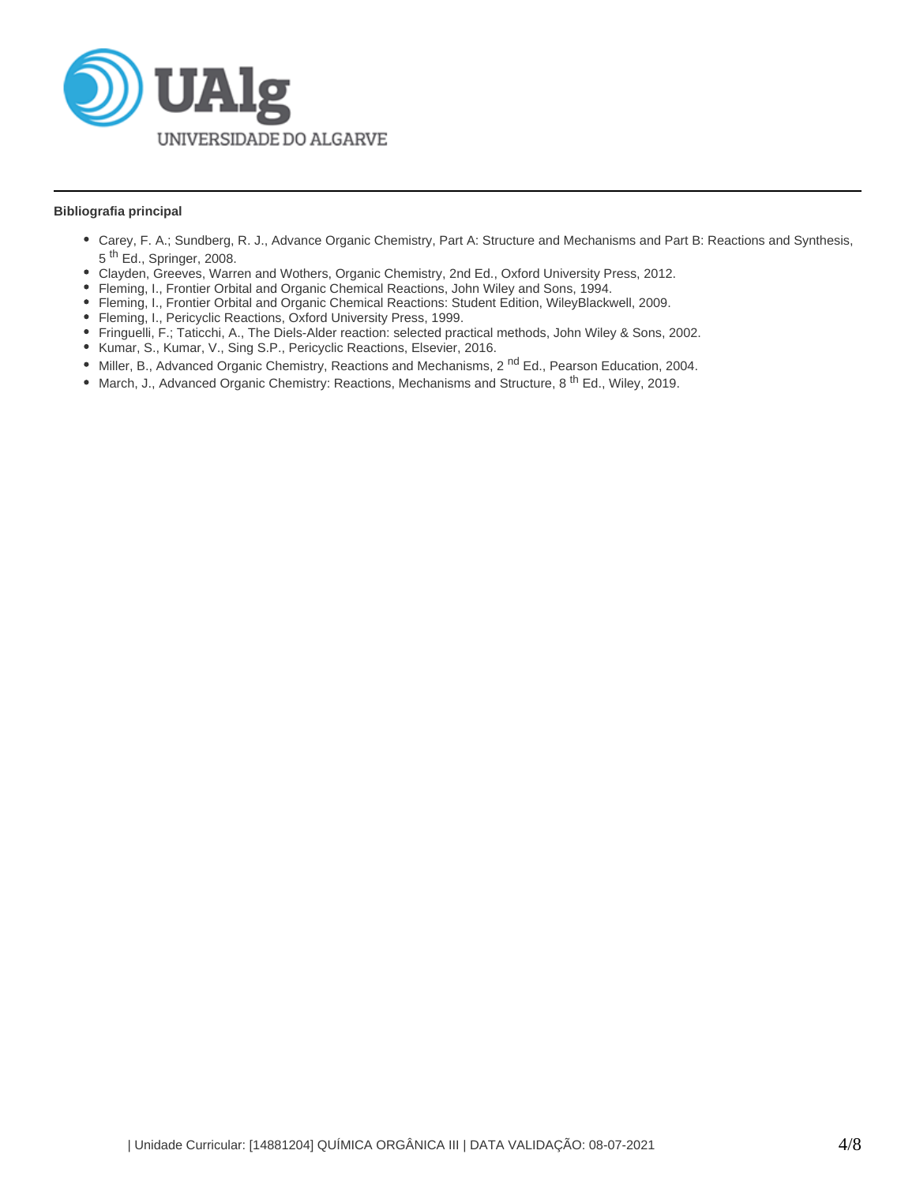**Bibliografia principal**

- Carey, F. A.; Sundberg, R. J., Advance Organic Chemistry, Part A: Structure and Mechanisms and Part B: Reactions and Synthesis, 5 th Ed., Springer, 2008.
- Clayden, Greeves, Warren and Wothers, Organic Chemistry, 2nd Ed., Oxford University Press, 2012.
- Fleming, I., Frontier Orbital and Organic Chemical Reactions, John Wiley and Sons, 1994.
- Fleming, I., Frontier Orbital and Organic Chemical Reactions: Student Edition, WileyBlackwell, 2009.
- Fleming, I., Pericyclic Reactions, Oxford University Press, 1999.
- Fringuelli, F.; Taticchi, A., The Diels-Alder reaction: selected practical methods, John Wiley & Sons, 2002.
- Kumar, S., Kumar, V., Sing S.P., Pericyclic Reactions, Elsevier, 2016.
- Miller, B., Advanced Organic Chemistry, Reactions and Mechanisms, 2 nd Ed., Pearson Education, 2004.
- March, J., Advanced Organic Chemistry: Reactions, Mechanisms and Structure, 8 th Ed., Wiley, 2019.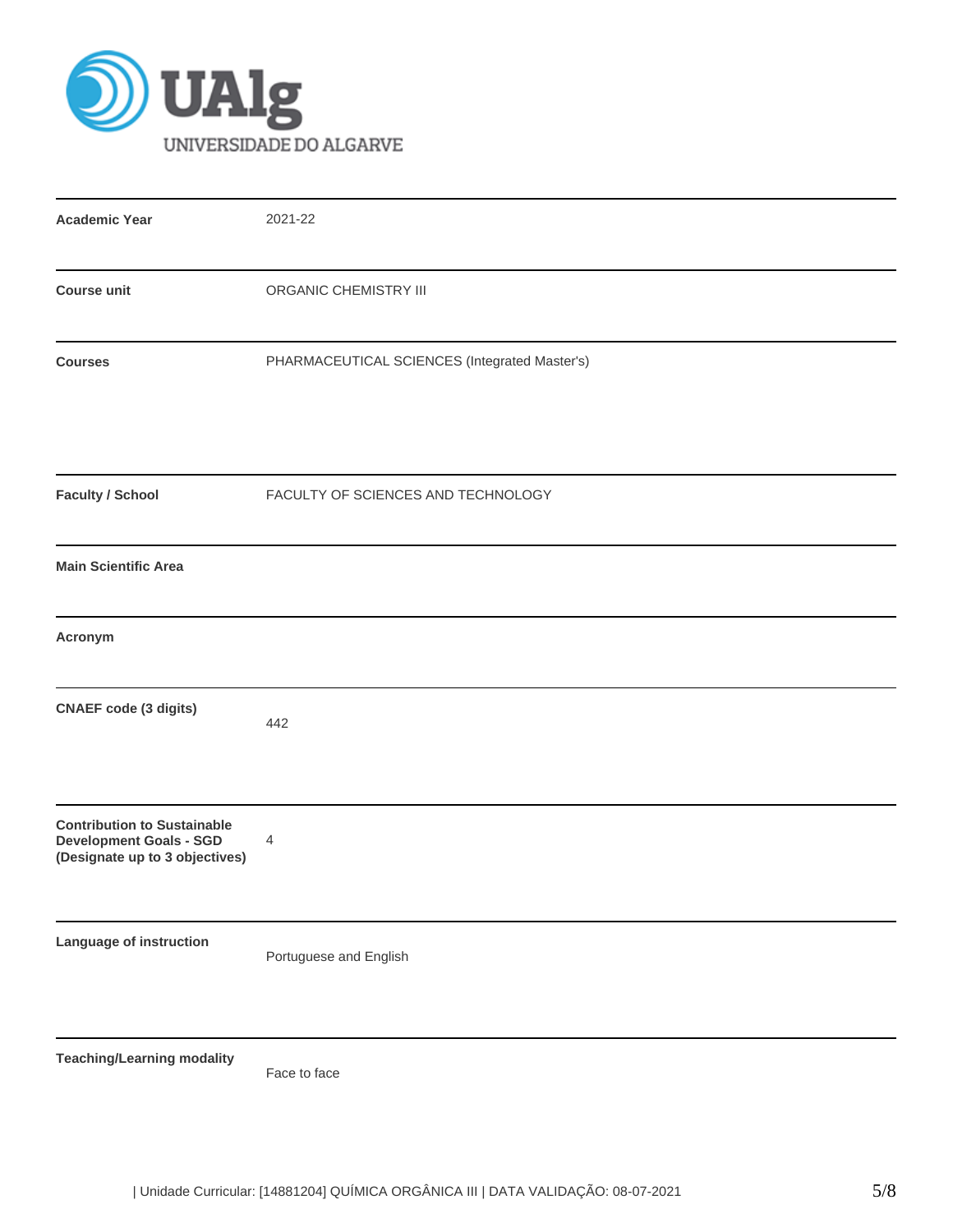| | |
|---|---|
| **Academic Year** | 2021-22 |
| **Course unit** | ORGANIC CHEMISTRY III |
| **Courses** | PHARMACEUTICAL SCIENCES (Integrated Master's) |
| **Faculty / School** | FACULTY OF SCIENCES AND TECHNOLOGY |
| **Main Scientific Area** | |
| **Acronym** | |
| **CNAEF code (3 digits)** | 442 |
| **Contribution to Sustainable Development Goals - SGD (Designate up to 3 objectives)** | 4 |
| **Language of instruction** | Portuguese and English |
| **Teaching/Learning modality** | Face to face |

| Unidade Curricular: [14881204] QUÍMICA ORGÂNICA III | DATA VALIDAÇÃO: 08-07-2021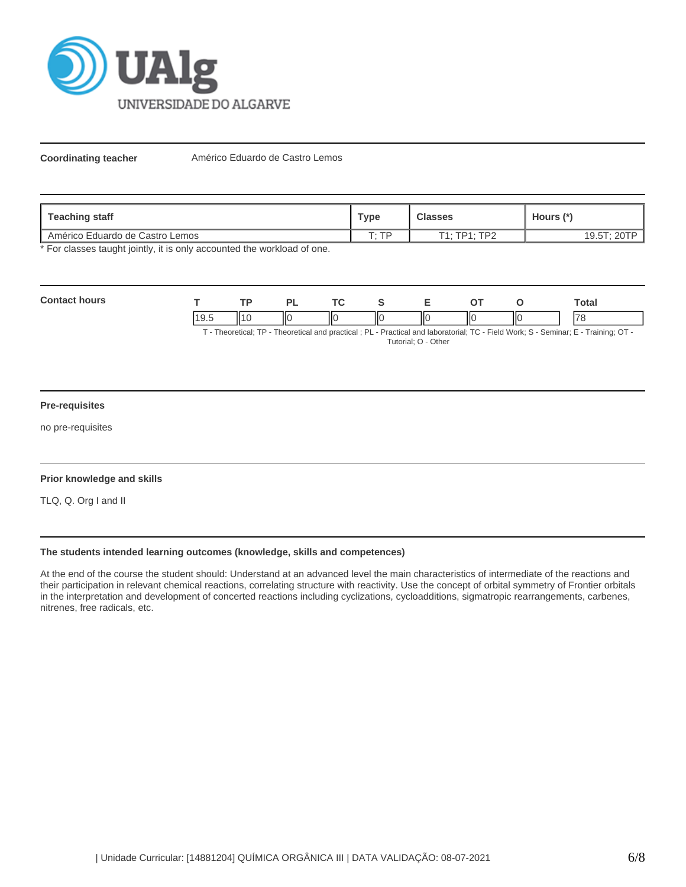**Coordinating teacher** Américo Eduardo de Castro Lemos

| Teaching staff | Type | Classes | Hours (*) |
|---|---|---|---|
| Américo Eduardo de Castro Lemos | T; TP | T1; TP1; TP2 | 19.5T; 20TP |

* For classes taught jointly, it is only accounted the workload of one.

**Contact hours**

| T | TP | PL | TC | S | E | OT | O | Total |
|---|---|---|---|---|---|---|---|---|
| 19.5 | 10 | 0 | 0 | 0 | 0 | 0 | 0 | 78 |

T - Theoretical; TP - Theoretical and practical ; PL - Practical and laboratorial; TC - Field Work; S - Seminar; E - Training; OT - Tutorial; O - Other

**Pre-requisites**

no pre-requisites

**Prior knowledge and skills**

TLQ, Q. Org I and II

**The students intended learning outcomes (knowledge, skills and competences)**

At the end of the course the student should: Understand at an advanced level the main characteristics of intermediate of the reactions and their participation in relevant chemical reactions, correlating structure with reactivity. Use the concept of orbital symmetry of Frontier orbitals in the interpretation and development of concerted reactions including cyclizations, cycloadditions, sigmatropic rearrangements, carbenes, nitrenes, free radicals, etc.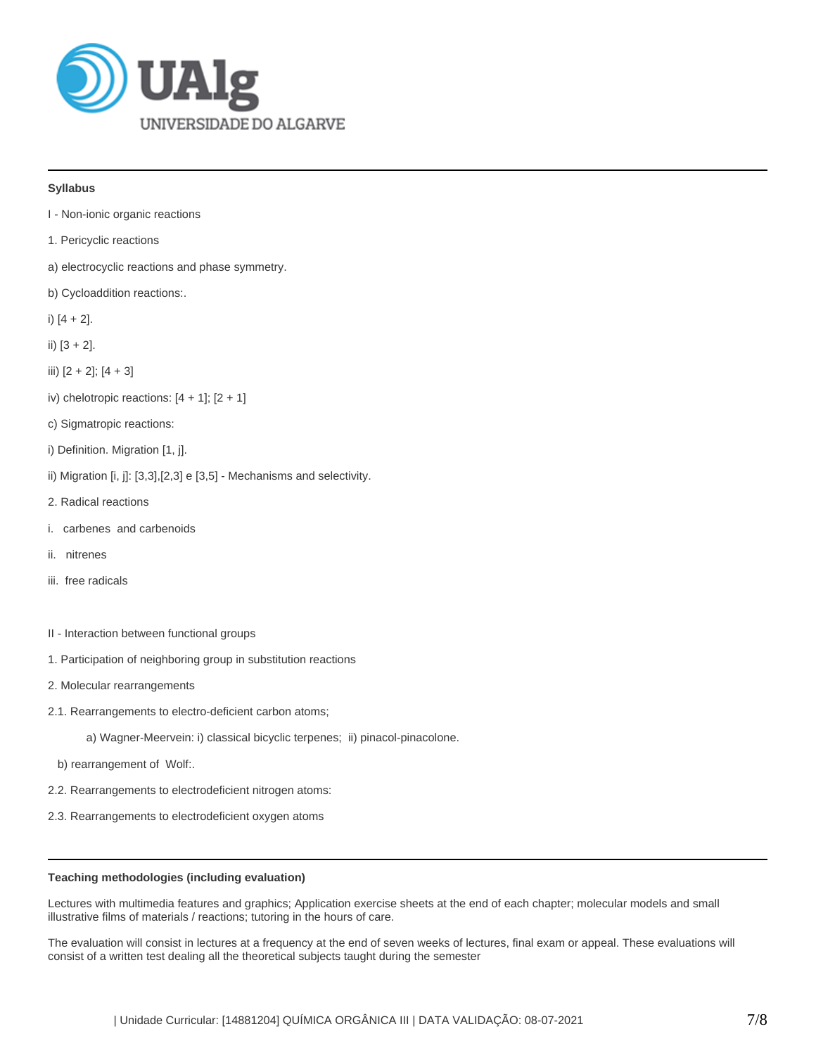**Syllabus**

I - Non-ionic organic reactions

1. Pericyclic reactions

a) electrocyclic reactions and phase symmetry.

b) Cycloaddition reactions:.

i) [4 + 2].

ii) [3 + 2].

iii) [2 + 2]; [4 + 3]

iv) chelotropic reactions: [4 + 1]; [2 + 1]

c) Sigmatropic reactions:

i) Definition. Migration [1, j].

ii) Migration [i, j]: [3,3],[2,3] e [3,5] - Mechanisms and selectivity.

2. Radical reactions

i. carbenes and carbenoids

ii. nitrenes

iii. free radicals

II - Interaction between functional groups

1. Participation of neighboring group in substitution reactions

2. Molecular rearrangements

2.1. Rearrangements to electro-deficient carbon atoms;

a) Wagner-Meervein: i) classical bicyclic terpenes; ii) pinacol-pinacolone.

b) rearrangement of Wolf:.

2.2. Rearrangements to electrodeficient nitrogen atoms:

2.3. Rearrangements to electrodeficient oxygen atoms

**Teaching methodologies (including evaluation)**

Lectures with multimedia features and graphics; Application exercise sheets at the end of each chapter; molecular models and small illustrative films of materials / reactions; tutoring in the hours of care.

The evaluation will consist in lectures at a frequency at the end of seven weeks of lectures, final exam or appeal. These evaluations will consist of a written test dealing all the theoretical subjects taught during the semester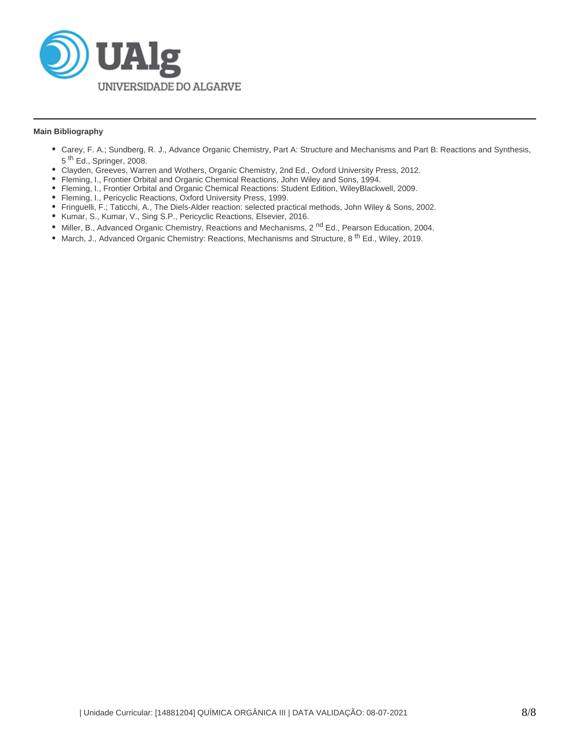**Main Bibliography**

- Carey, F. A.; Sundberg, R. J., Advance Organic Chemistry, Part A: Structure and Mechanisms and Part B: Reactions and Synthesis, 5 th Ed., Springer, 2008.
- Clayden, Greeves, Warren and Wothers, Organic Chemistry, 2nd Ed., Oxford University Press, 2012.
- Fleming, I., Frontier Orbital and Organic Chemical Reactions, John Wiley and Sons, 1994.
- Fleming, I., Frontier Orbital and Organic Chemical Reactions: Student Edition, WileyBlackwell, 2009.
- Fleming, I., Pericyclic Reactions, Oxford University Press, 1999.
- Fringuelli, F.; Taticchi, A., The Diels-Alder reaction: selected practical methods, John Wiley & Sons, 2002.
- Kumar, S., Kumar, V., Sing S.P., Pericyclic Reactions, Elsevier, 2016.
- Miller, B., Advanced Organic Chemistry, Reactions and Mechanisms, 2 nd Ed., Pearson Education, 2004.
- March, J., Advanced Organic Chemistry: Reactions, Mechanisms and Structure, 8 th Ed., Wiley, 2019.